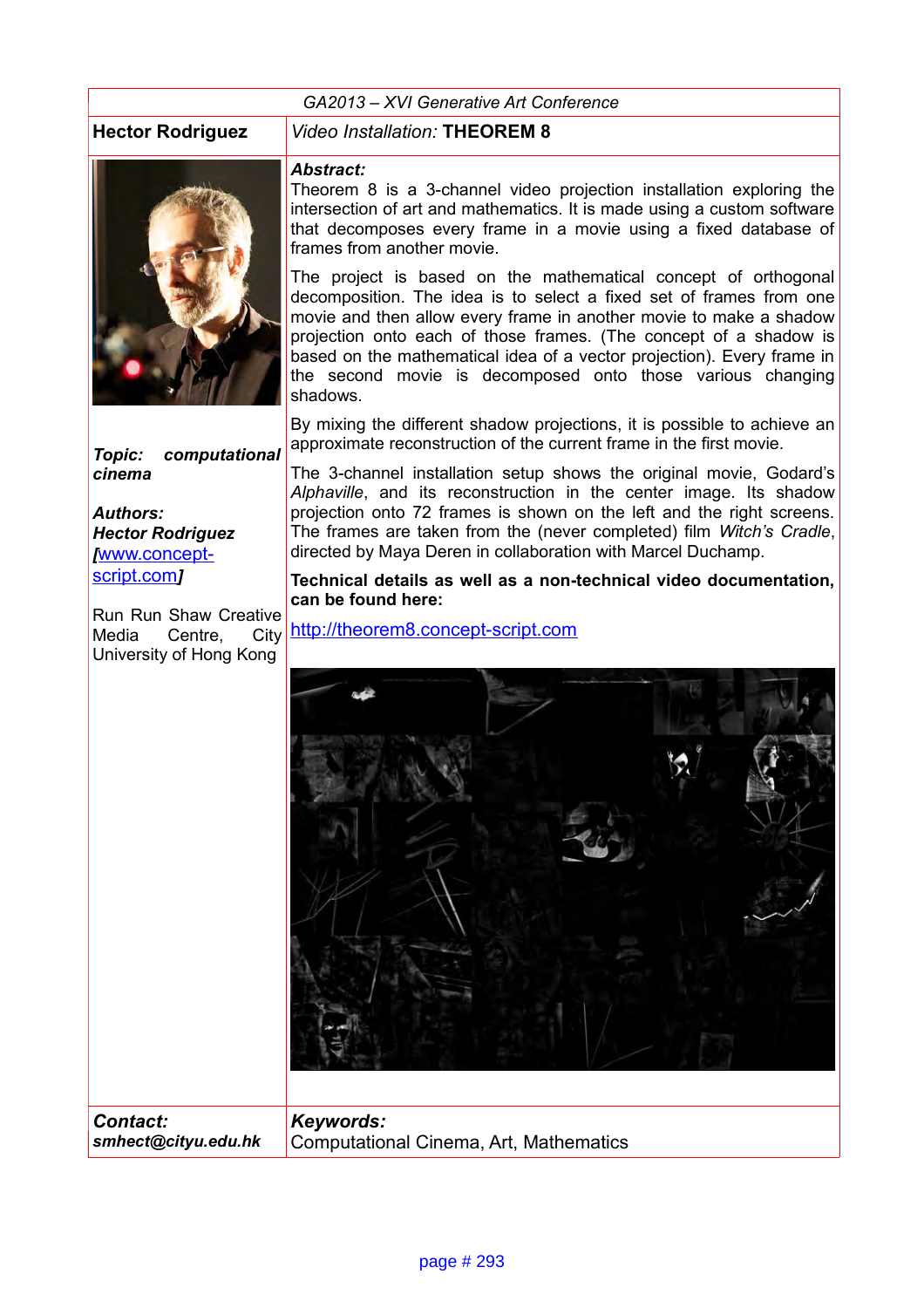GA2013 – XVI Generative Art Conference

**Hector Rodriguez**

*Video Installation:* **THEOREM 8**

***Topic: computational cinema***

***Authors:***
***Hector Rodriguez***
*[*www.concept-script.com*]*

Run Run Shaw Creative Media Centre, City University of Hong Kong

***Abstract:***

Theorem 8 is a 3-channel video projection installation exploring the intersection of art and mathematics. It is made using a custom software that decomposes every frame in a movie using a fixed database of frames from another movie.

The project is based on the mathematical concept of orthogonal decomposition. The idea is to select a fixed set of frames from one movie and then allow every frame in another movie to make a shadow projection onto each of those frames. (The concept of a shadow is based on the mathematical idea of a vector projection). Every frame in the second movie is decomposed onto those various changing shadows.

By mixing the different shadow projections, it is possible to achieve an approximate reconstruction of the current frame in the first movie.

The 3-channel installation setup shows the original movie, Godard's *Alphaville*, and its reconstruction in the center image. Its shadow projection onto 72 frames is shown on the left and the right screens. The frames are taken from the (never completed) film *Witch's Cradle*, directed by Maya Deren in collaboration with Marcel Duchamp.

**Technical details as well as a non-technical video documentation, can be found here:**

http://theorem8.concept-script.com

***Contact:***
***smhect@cityu.edu.hk***

***Keywords:***
Computational Cinema, Art, Mathematics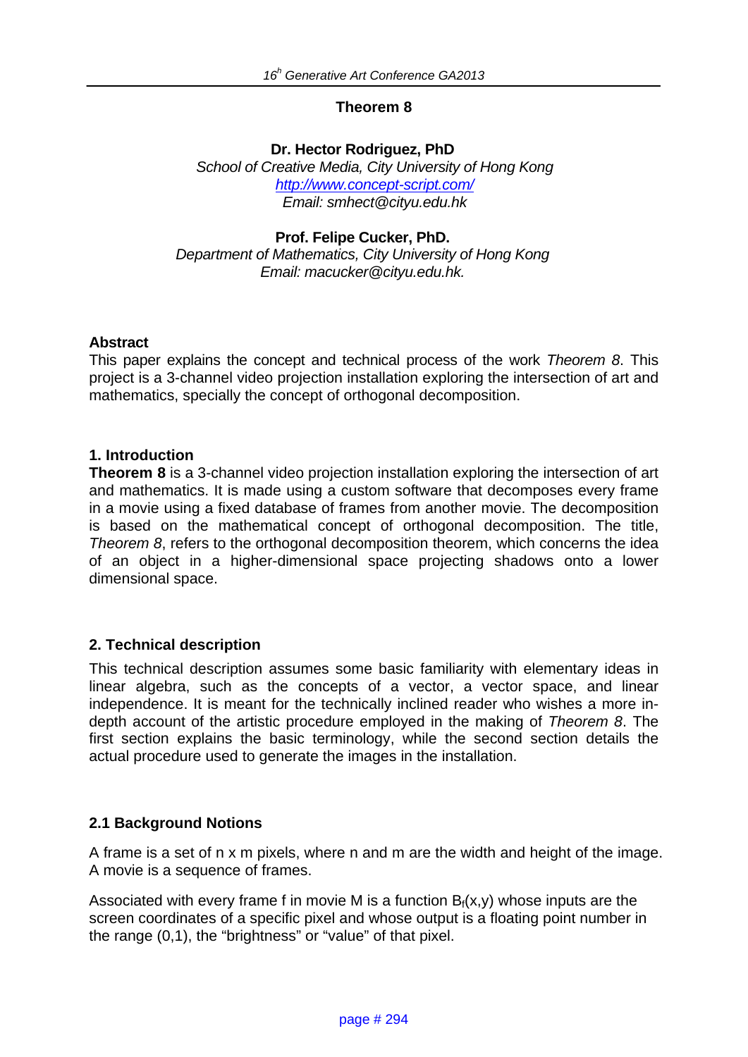# Theorem 8

**Dr. Hector Rodriguez, PhD**  
*School of Creative Media, City University of Hong Kong*  
*http://www.concept-script.com/*  
*Email: smhect@cityu.edu.hk*

**Prof. Felipe Cucker, PhD.**  
*Department of Mathematics, City University of Hong Kong*  
*Email: macucker@cityu.edu.hk.*

## Abstract

This paper explains the concept and technical process of the work *Theorem 8*. This project is a 3-channel video projection installation exploring the intersection of art and mathematics, specially the concept of orthogonal decomposition.

## 1. Introduction

**Theorem 8** is a 3-channel video projection installation exploring the intersection of art and mathematics. It is made using a custom software that decomposes every frame in a movie using a fixed database of frames from another movie. The decomposition is based on the mathematical concept of orthogonal decomposition. The title, *Theorem 8*, refers to the orthogonal decomposition theorem, which concerns the idea of an object in a higher-dimensional space projecting shadows onto a lower dimensional space.

## 2. Technical description

This technical description assumes some basic familiarity with elementary ideas in linear algebra, such as the concepts of a vector, a vector space, and linear independence. It is meant for the technically inclined reader who wishes a more in-depth account of the artistic procedure employed in the making of *Theorem 8*. The first section explains the basic terminology, while the second section details the actual procedure used to generate the images in the installation.

### 2.1 Background Notions

A frame is a set of n x m pixels, where n and m are the width and height of the image. A movie is a sequence of frames.

Associated with every frame f in movie M is a function $B_f(x,y)$ whose inputs are the screen coordinates of a specific pixel and whose output is a floating point number in the range (0,1), the "brightness" or "value" of that pixel.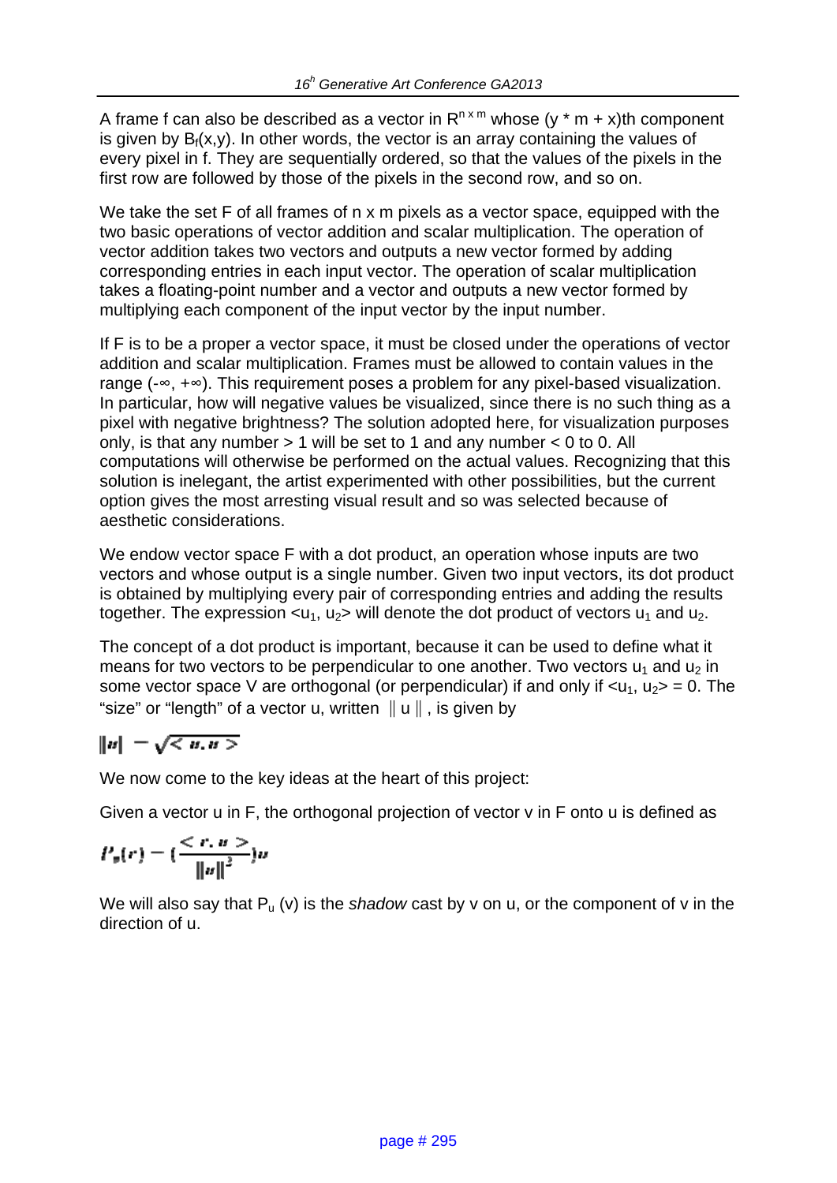A frame f can also be described as a vector in $R^{n \times m}$ whose (y * m + x)th component is given by $B_f(x,y)$. In other words, the vector is an array containing the values of every pixel in f. They are sequentially ordered, so that the values of the pixels in the first row are followed by those of the pixels in the second row, and so on.

We take the set F of all frames of n x m pixels as a vector space, equipped with the two basic operations of vector addition and scalar multiplication. The operation of vector addition takes two vectors and outputs a new vector formed by adding corresponding entries in each input vector. The operation of scalar multiplication takes a floating-point number and a vector and outputs a new vector formed by multiplying each component of the input vector by the input number.

If F is to be a proper a vector space, it must be closed under the operations of vector addition and scalar multiplication. Frames must be allowed to contain values in the range $(-\infty, +\infty)$. This requirement poses a problem for any pixel-based visualization. In particular, how will negative values be visualized, since there is no such thing as a pixel with negative brightness? The solution adopted here, for visualization purposes only, is that any number > 1 will be set to 1 and any number < 0 to 0. All computations will otherwise be performed on the actual values. Recognizing that this solution is inelegant, the artist experimented with other possibilities, but the current option gives the most arresting visual result and so was selected because of aesthetic considerations.

We endow vector space F with a dot product, an operation whose inputs are two vectors and whose output is a single number. Given two input vectors, its dot product is obtained by multiplying every pair of corresponding entries and adding the results together. The expression $<u_1, u_2>$ will denote the dot product of vectors $u_1$ and $u_2$.

The concept of a dot product is important, because it can be used to define what it means for two vectors to be perpendicular to one another. Two vectors $u_1$ and $u_2$ in some vector space V are orthogonal (or perpendicular) if and only if $<u_1, u_2> = 0$. The "size" or "length" of a vector u, written $\| u \|$, is given by

$$\|u\| = \sqrt{<u, u>}$$

We now come to the key ideas at the heart of this project:

Given a vector u in F, the orthogonal projection of vector v in F onto u is defined as

$$P_u(v) = \left(\frac{<v, u>}{\|u\|^2}\right)u$$

We will also say that $P_u(v)$ is the *shadow* cast by v on u, or the component of v in the direction of u.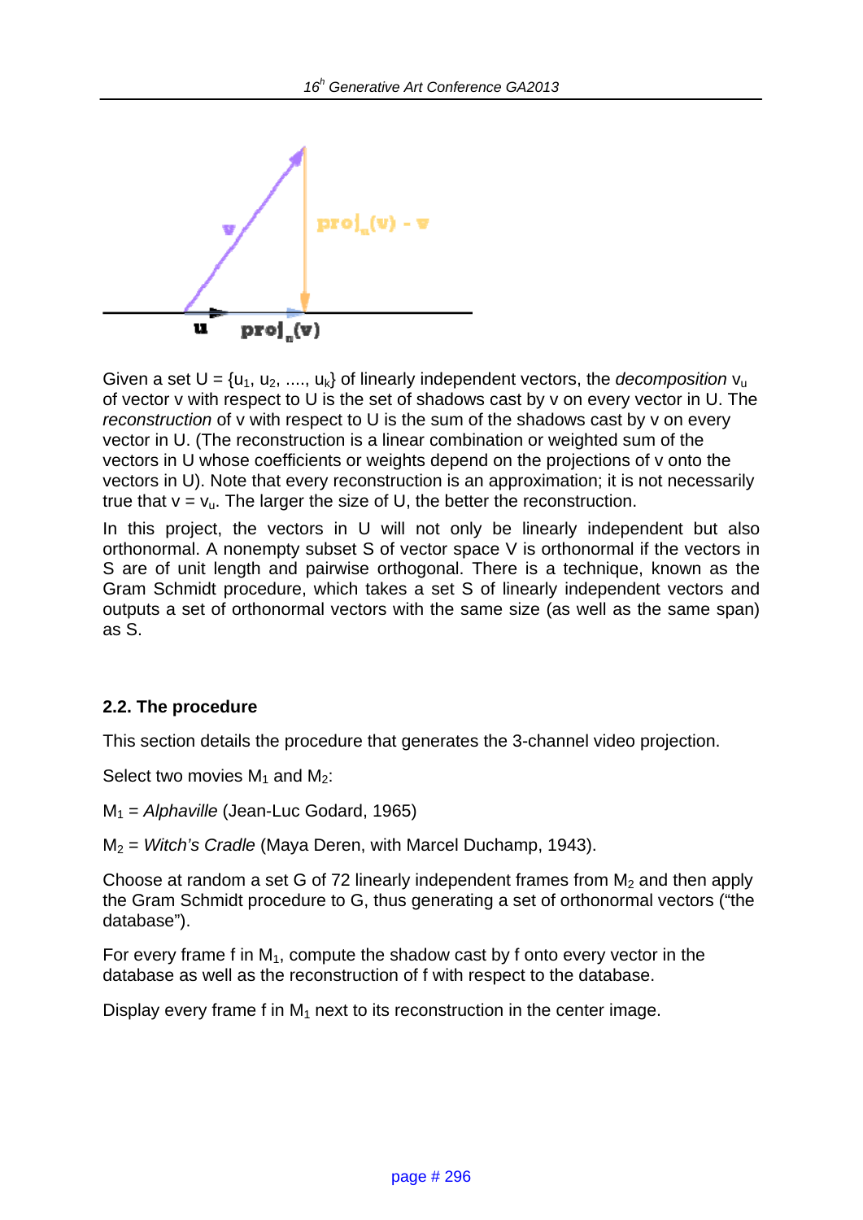Given a set $U = \{u_1, u_2, ...., u_k\}$ of linearly independent vectors, the *decomposition* $v_u$ of vector v with respect to U is the set of shadows cast by v on every vector in U. The *reconstruction* of v with respect to U is the sum of the shadows cast by v on every vector in U. (The reconstruction is a linear combination or weighted sum of the vectors in U whose coefficients or weights depend on the projections of v onto the vectors in U). Note that every reconstruction is an approximation; it is not necessarily true that $v = v_u$. The larger the size of U, the better the reconstruction.

In this project, the vectors in U will not only be linearly independent but also orthonormal. A nonempty subset S of vector space V is orthonormal if the vectors in S are of unit length and pairwise orthogonal. There is a technique, known as the Gram Schmidt procedure, which takes a set S of linearly independent vectors and outputs a set of orthonormal vectors with the same size (as well as the same span) as S.

### 2.2. The procedure

This section details the procedure that generates the 3-channel video projection.

Select two movies $M_1$ and $M_2$:

$M_1$ = *Alphaville* (Jean-Luc Godard, 1965)

$M_2$ = *Witch's Cradle* (Maya Deren, with Marcel Duchamp, 1943).

Choose at random a set G of 72 linearly independent frames from $M_2$ and then apply the Gram Schmidt procedure to G, thus generating a set of orthonormal vectors ("the database").

For every frame f in $M_1$, compute the shadow cast by f onto every vector in the database as well as the reconstruction of f with respect to the database.

Display every frame f in $M_1$ next to its reconstruction in the center image.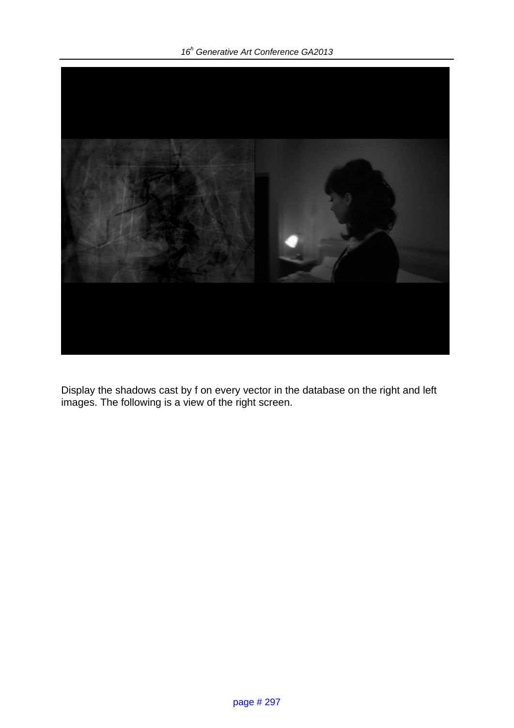Display the shadows cast by f on every vector in the database on the right and left images. The following is a view of the right screen.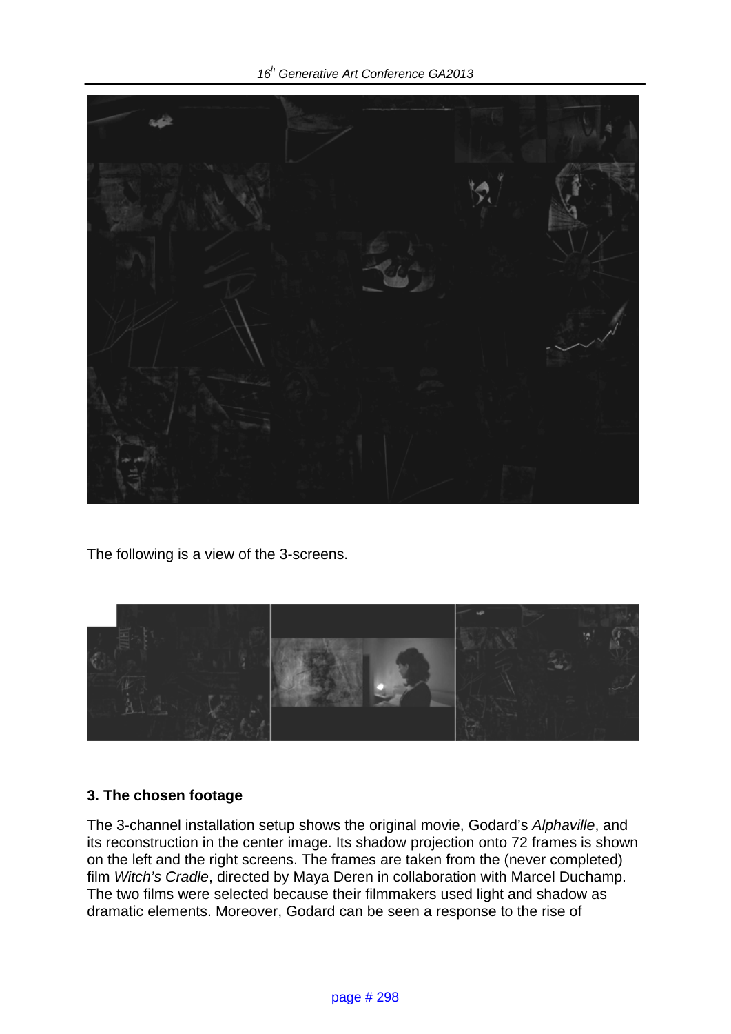The following is a view of the 3-screens.

### 3. The chosen footage

The 3-channel installation setup shows the original movie, Godard's *Alphaville*, and its reconstruction in the center image. Its shadow projection onto 72 frames is shown on the left and the right screens. The frames are taken from the (never completed) film *Witch's Cradle*, directed by Maya Deren in collaboration with Marcel Duchamp. The two films were selected because their filmmakers used light and shadow as dramatic elements. Moreover, Godard can be seen a response to the rise of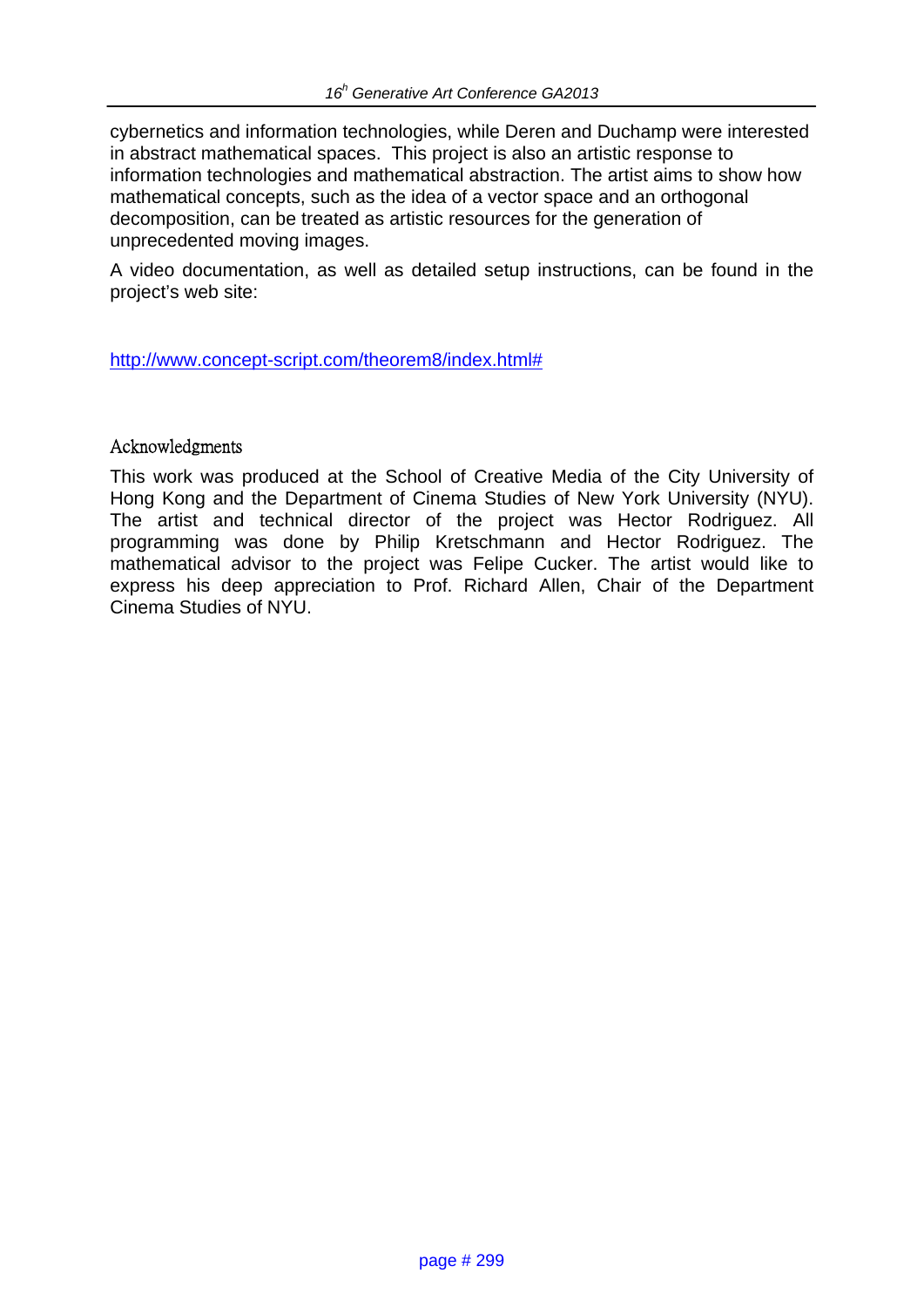cybernetics and information technologies, while Deren and Duchamp were interested in abstract mathematical spaces. This project is also an artistic response to information technologies and mathematical abstraction. The artist aims to show how mathematical concepts, such as the idea of a vector space and an orthogonal decomposition, can be treated as artistic resources for the generation of unprecedented moving images.

A video documentation, as well as detailed setup instructions, can be found in the project's web site:

http://www.concept-script.com/theorem8/index.html#

## Acknowledgments

This work was produced at the School of Creative Media of the City University of Hong Kong and the Department of Cinema Studies of New York University (NYU). The artist and technical director of the project was Hector Rodriguez. All programming was done by Philip Kretschmann and Hector Rodriguez. The mathematical advisor to the project was Felipe Cucker. The artist would like to express his deep appreciation to Prof. Richard Allen, Chair of the Department Cinema Studies of NYU.